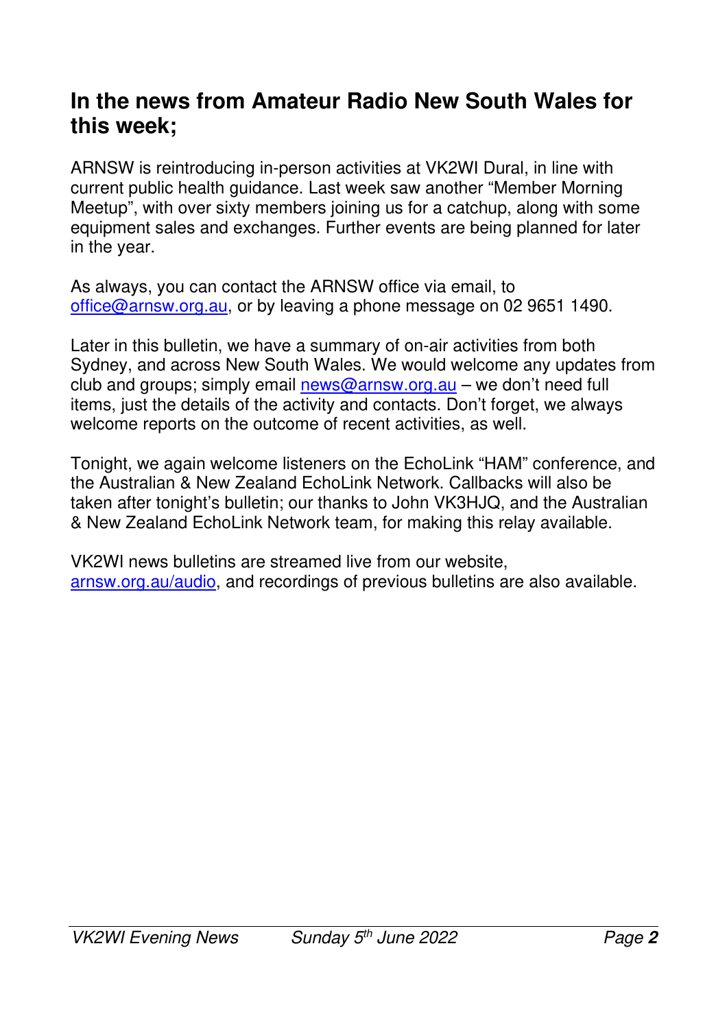## In the news from Amateur Radio New South Wales for this week;

ARNSW is reintroducing in-person activities at VK2WI Dural, in line with current public health guidance. Last week saw another "Member Morning Meetup", with over sixty members joining us for a catchup, along with some equipment sales and exchanges. Further events are being planned for later in the year.

As always, you can contact the ARNSW office via email, to office@arnsw.org.au, or by leaving a phone message on 02 9651 1490.

Later in this bulletin, we have a summary of on-air activities from both Sydney, and across New South Wales. We would welcome any updates from club and groups; simply email news@arnsw.org.au – we don't need full items, just the details of the activity and contacts. Don't forget, we always welcome reports on the outcome of recent activities, as well.

Tonight, we again welcome listeners on the EchoLink "HAM" conference, and the Australian & New Zealand EchoLink Network. Callbacks will also be taken after tonight's bulletin; our thanks to John VK3HJQ, and the Australian & New Zealand EchoLink Network team, for making this relay available.

VK2WI news bulletins are streamed live from our website, arnsw.org.au/audio, and recordings of previous bulletins are also available.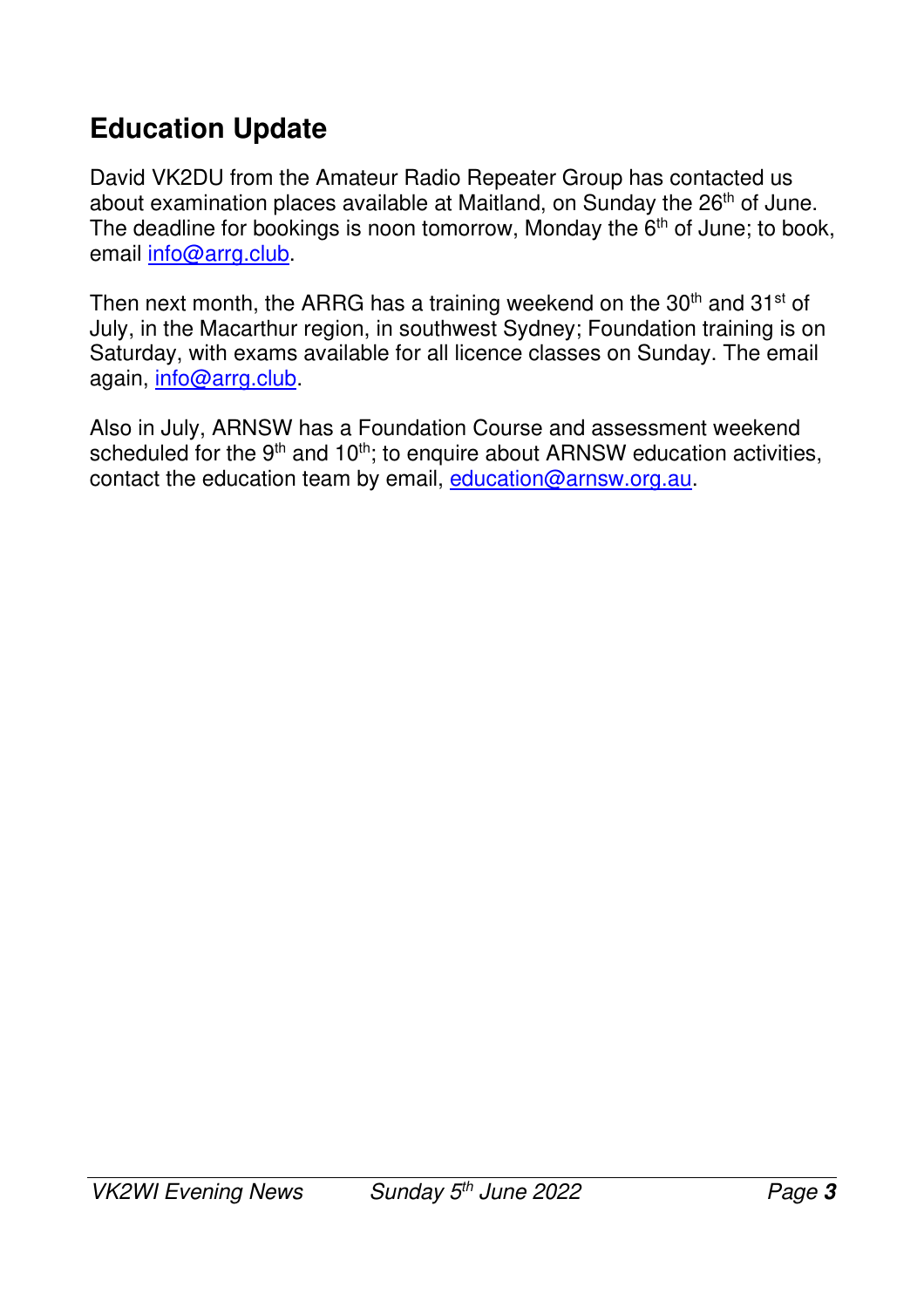## Education Update

David VK2DU from the Amateur Radio Repeater Group has contacted us about examination places available at Maitland, on Sunday the 26th of June. The deadline for bookings is noon tomorrow, Monday the 6th of June; to book, email info@arrg.club.

Then next month, the ARRG has a training weekend on the 30th and 31st of July, in the Macarthur region, in southwest Sydney; Foundation training is on Saturday, with exams available for all licence classes on Sunday. The email again, info@arrg.club.

Also in July, ARNSW has a Foundation Course and assessment weekend scheduled for the 9th and 10th; to enquire about ARNSW education activities, contact the education team by email, education@arnsw.org.au.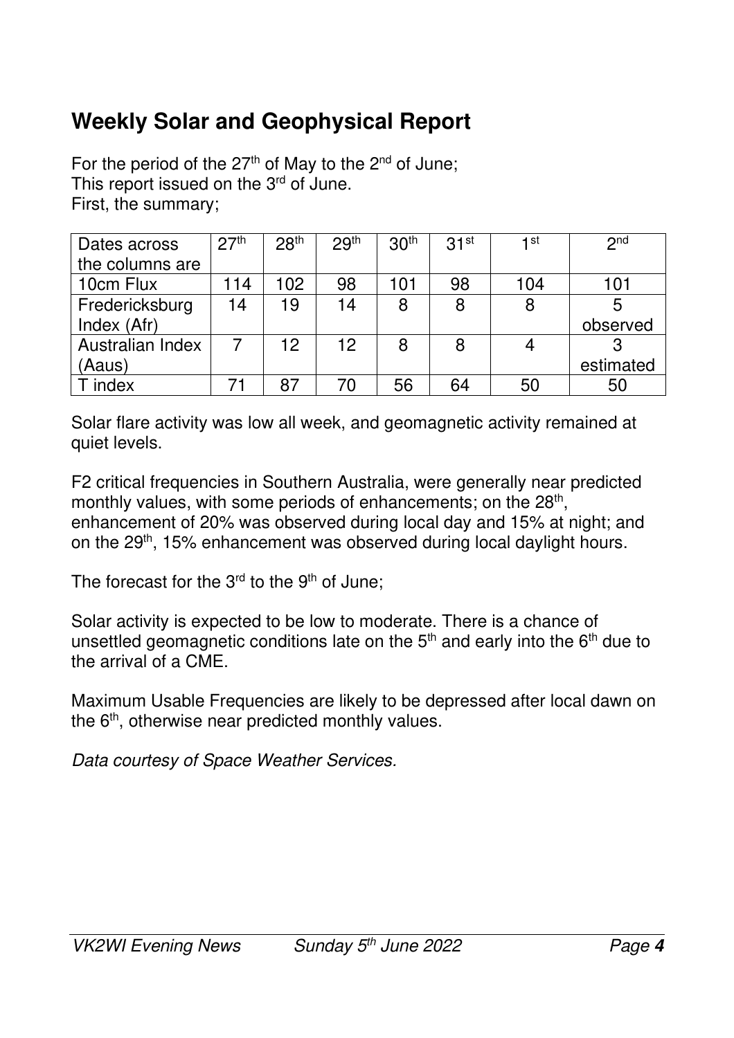## Weekly Solar and Geophysical Report

For the period of the 27th of May to the 2nd of June;
This report issued on the 3rd of June.
First, the summary;

| Dates across the columns are | 27th | 28th | 29th | 30th | 31st | 1st | 2nd |
|---|---|---|---|---|---|---|---|
| 10cm Flux | 114 | 102 | 98 | 101 | 98 | 104 | 101 |
| Fredericksburg Index (Afr) | 14 | 19 | 14 | 8 | 8 | 8 | 5 observed |
| Australian Index (Aaus) | 7 | 12 | 12 | 8 | 8 | 4 | 3 estimated |
| T index | 71 | 87 | 70 | 56 | 64 | 50 | 50 |

Solar flare activity was low all week, and geomagnetic activity remained at quiet levels.

F2 critical frequencies in Southern Australia, were generally near predicted monthly values, with some periods of enhancements; on the 28th, enhancement of 20% was observed during local day and 15% at night; and on the 29th, 15% enhancement was observed during local daylight hours.

The forecast for the 3rd to the 9th of June;

Solar activity is expected to be low to moderate. There is a chance of unsettled geomagnetic conditions late on the 5th and early into the 6th due to the arrival of a CME.

Maximum Usable Frequencies are likely to be depressed after local dawn on the 6th, otherwise near predicted monthly values.

*Data courtesy of Space Weather Services.*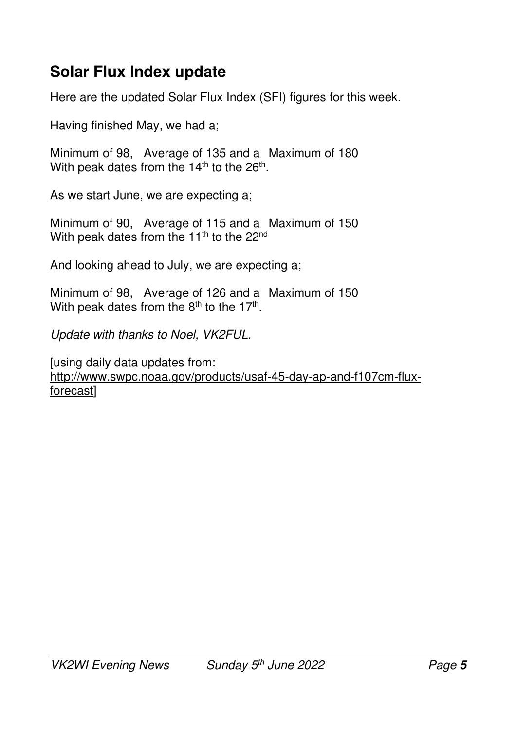## Solar Flux Index update

Here are the updated Solar Flux Index (SFI) figures for this week.

Having finished May, we had a;

Minimum of 98, Average of 135 and a Maximum of 180
With peak dates from the 14th to the 26th.

As we start June, we are expecting a;

Minimum of 90, Average of 115 and a Maximum of 150
With peak dates from the 11th to the 22nd

And looking ahead to July, we are expecting a;

Minimum of 98, Average of 126 and a Maximum of 150
With peak dates from the 8th to the 17th.

*Update with thanks to Noel, VK2FUL.*

[using daily data updates from:
http://www.swpc.noaa.gov/products/usaf-45-day-ap-and-f107cm-flux-forecast]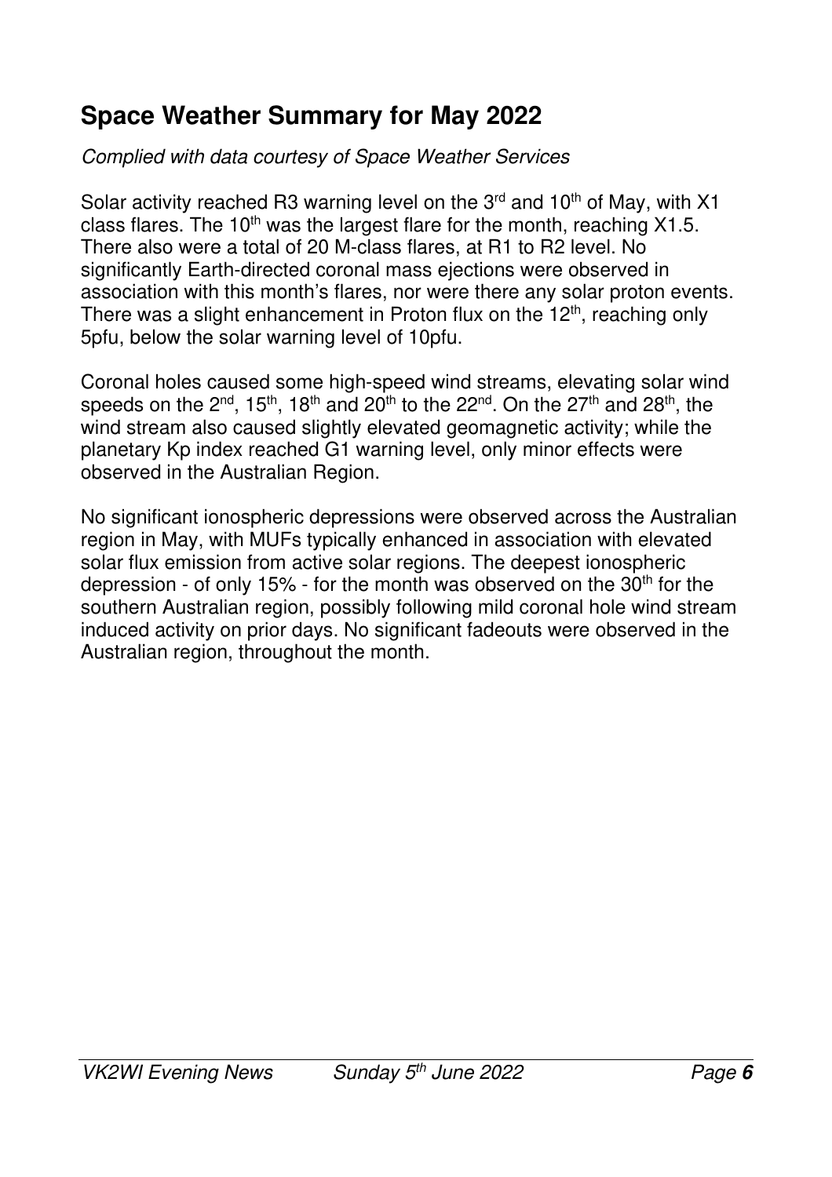## Space Weather Summary for May 2022

*Complied with data courtesy of Space Weather Services*

Solar activity reached R3 warning level on the 3rd and 10th of May, with X1 class flares. The 10th was the largest flare for the month, reaching X1.5. There also were a total of 20 M-class flares, at R1 to R2 level. No significantly Earth-directed coronal mass ejections were observed in association with this month's flares, nor were there any solar proton events. There was a slight enhancement in Proton flux on the 12th, reaching only 5pfu, below the solar warning level of 10pfu.

Coronal holes caused some high-speed wind streams, elevating solar wind speeds on the 2nd, 15th, 18th and 20th to the 22nd. On the 27th and 28th, the wind stream also caused slightly elevated geomagnetic activity; while the planetary Kp index reached G1 warning level, only minor effects were observed in the Australian Region.

No significant ionospheric depressions were observed across the Australian region in May, with MUFs typically enhanced in association with elevated solar flux emission from active solar regions. The deepest ionospheric depression - of only 15% - for the month was observed on the 30th for the southern Australian region, possibly following mild coronal hole wind stream induced activity on prior days. No significant fadeouts were observed in the Australian region, throughout the month.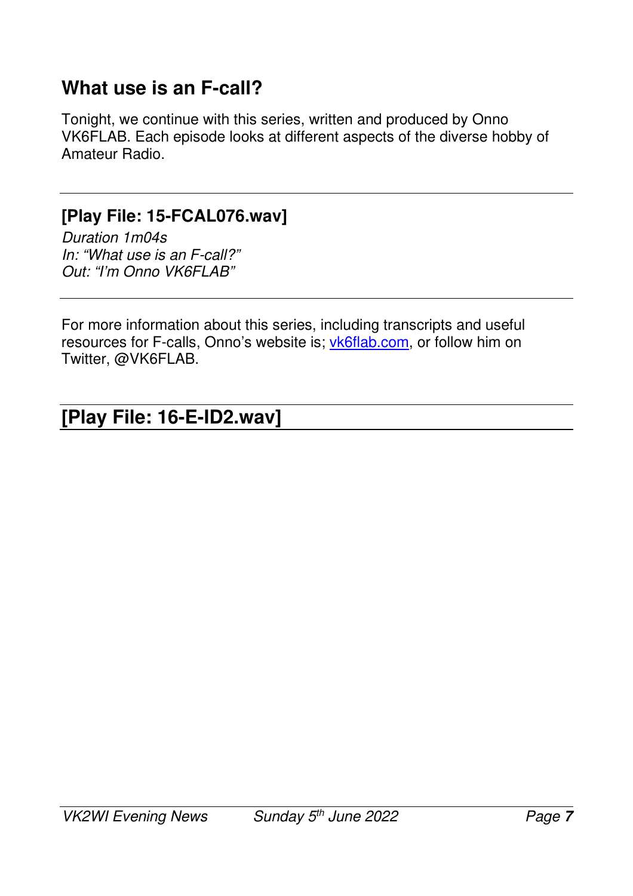## What use is an F-call?

Tonight, we continue with this series, written and produced by Onno VK6FLAB. Each episode looks at different aspects of the diverse hobby of Amateur Radio.

---

### [Play File: 15-FCAL076.wav]

*Duration 1m04s*
*In: "What use is an F-call?"*
*Out: "I'm Onno VK6FLAB"*

---

For more information about this series, including transcripts and useful resources for F-calls, Onno's website is; [vk6flab.com](vk6flab.com), or follow him on Twitter, @VK6FLAB.

---

## [Play File: 16-E-ID2.wav]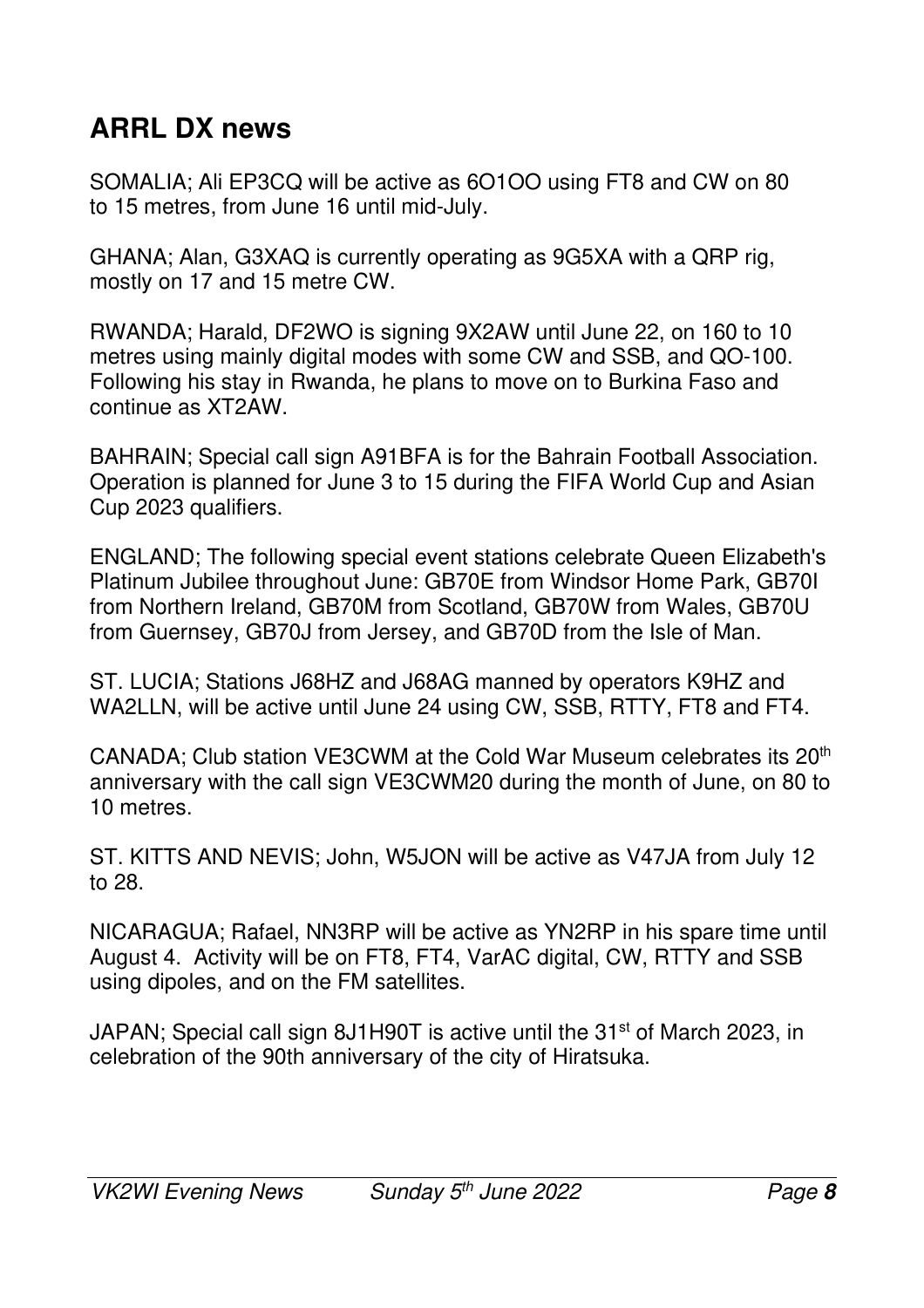## ARRL DX news

SOMALIA; Ali EP3CQ will be active as 6O1OO using FT8 and CW on 80 to 15 metres, from June 16 until mid-July.

GHANA; Alan, G3XAQ is currently operating as 9G5XA with a QRP rig, mostly on 17 and 15 metre CW.

RWANDA; Harald, DF2WO is signing 9X2AW until June 22, on 160 to 10 metres using mainly digital modes with some CW and SSB, and QO-100. Following his stay in Rwanda, he plans to move on to Burkina Faso and continue as XT2AW.

BAHRAIN; Special call sign A91BFA is for the Bahrain Football Association. Operation is planned for June 3 to 15 during the FIFA World Cup and Asian Cup 2023 qualifiers.

ENGLAND; The following special event stations celebrate Queen Elizabeth's Platinum Jubilee throughout June: GB70E from Windsor Home Park, GB70I from Northern Ireland, GB70M from Scotland, GB70W from Wales, GB70U from Guernsey, GB70J from Jersey, and GB70D from the Isle of Man.

ST. LUCIA; Stations J68HZ and J68AG manned by operators K9HZ and WA2LLN, will be active until June 24 using CW, SSB, RTTY, FT8 and FT4.

CANADA; Club station VE3CWM at the Cold War Museum celebrates its 20th anniversary with the call sign VE3CWM20 during the month of June, on 80 to 10 metres.

ST. KITTS AND NEVIS; John, W5JON will be active as V47JA from July 12 to 28.

NICARAGUA; Rafael, NN3RP will be active as YN2RP in his spare time until August 4. Activity will be on FT8, FT4, VarAC digital, CW, RTTY and SSB using dipoles, and on the FM satellites.

JAPAN; Special call sign 8J1H90T is active until the 31st of March 2023, in celebration of the 90th anniversary of the city of Hiratsuka.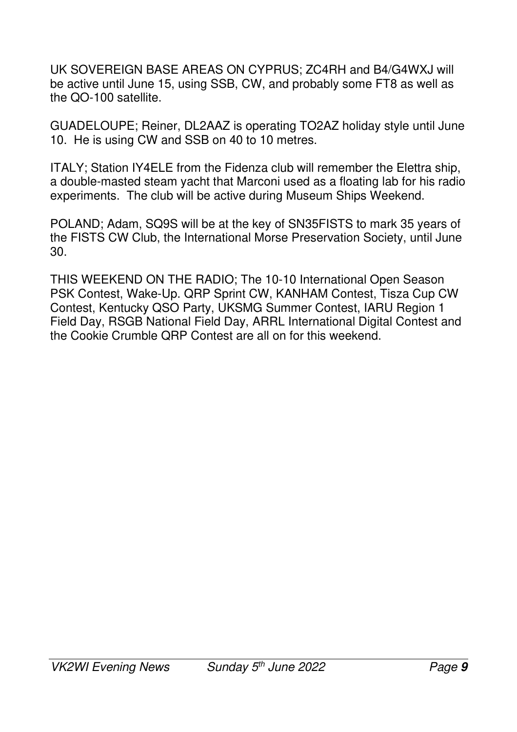UK SOVEREIGN BASE AREAS ON CYPRUS; ZC4RH and B4/G4WXJ will be active until June 15, using SSB, CW, and probably some FT8 as well as the QO-100 satellite.

GUADELOUPE; Reiner, DL2AAZ is operating TO2AZ holiday style until June 10. He is using CW and SSB on 40 to 10 metres.

ITALY; Station IY4ELE from the Fidenza club will remember the Elettra ship, a double-masted steam yacht that Marconi used as a floating lab for his radio experiments. The club will be active during Museum Ships Weekend.

POLAND; Adam, SQ9S will be at the key of SN35FISTS to mark 35 years of the FISTS CW Club, the International Morse Preservation Society, until June 30.

THIS WEEKEND ON THE RADIO; The 10-10 International Open Season PSK Contest, Wake-Up. QRP Sprint CW, KANHAM Contest, Tisza Cup CW Contest, Kentucky QSO Party, UKSMG Summer Contest, IARU Region 1 Field Day, RSGB National Field Day, ARRL International Digital Contest and the Cookie Crumble QRP Contest are all on for this weekend.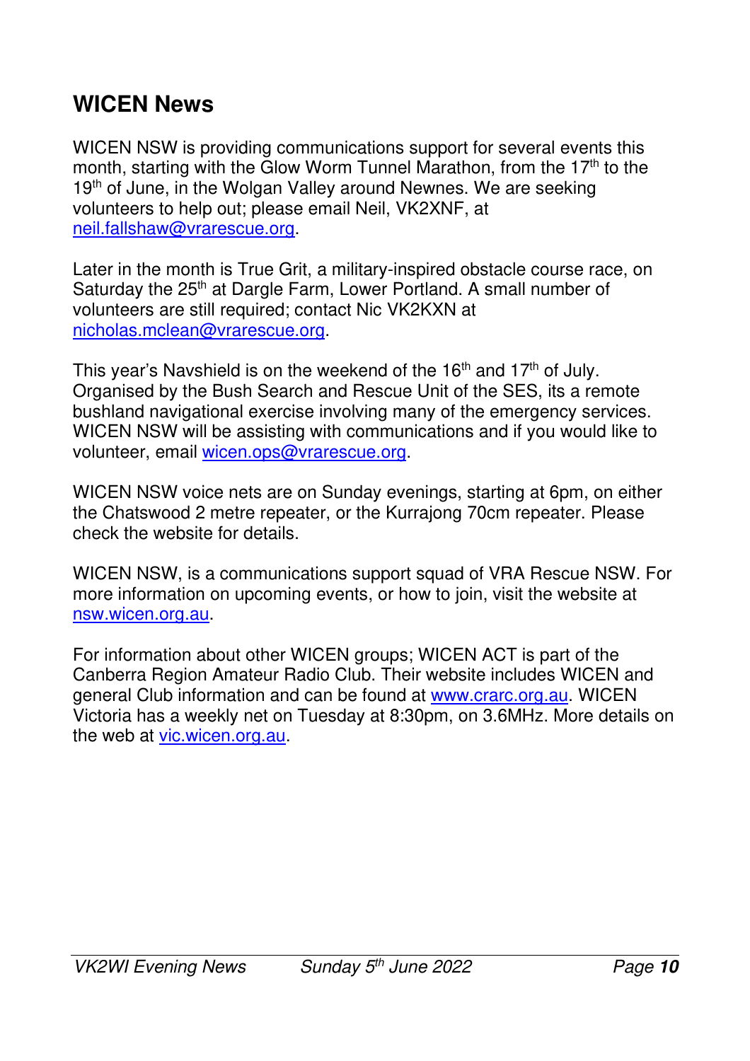## WICEN News

WICEN NSW is providing communications support for several events this month, starting with the Glow Worm Tunnel Marathon, from the 17th to the 19th of June, in the Wolgan Valley around Newnes. We are seeking volunteers to help out; please email Neil, VK2XNF, at neil.fallshaw@vrarescue.org.

Later in the month is True Grit, a military-inspired obstacle course race, on Saturday the 25th at Dargle Farm, Lower Portland. A small number of volunteers are still required; contact Nic VK2KXN at nicholas.mclean@vrarescue.org.

This year's Navshield is on the weekend of the 16th and 17th of July. Organised by the Bush Search and Rescue Unit of the SES, its a remote bushland navigational exercise involving many of the emergency services. WICEN NSW will be assisting with communications and if you would like to volunteer, email wicen.ops@vrarescue.org.

WICEN NSW voice nets are on Sunday evenings, starting at 6pm, on either the Chatswood 2 metre repeater, or the Kurrajong 70cm repeater. Please check the website for details.

WICEN NSW, is a communications support squad of VRA Rescue NSW. For more information on upcoming events, or how to join, visit the website at nsw.wicen.org.au.

For information about other WICEN groups; WICEN ACT is part of the Canberra Region Amateur Radio Club. Their website includes WICEN and general Club information and can be found at www.crarc.org.au. WICEN Victoria has a weekly net on Tuesday at 8:30pm, on 3.6MHz. More details on the web at vic.wicen.org.au.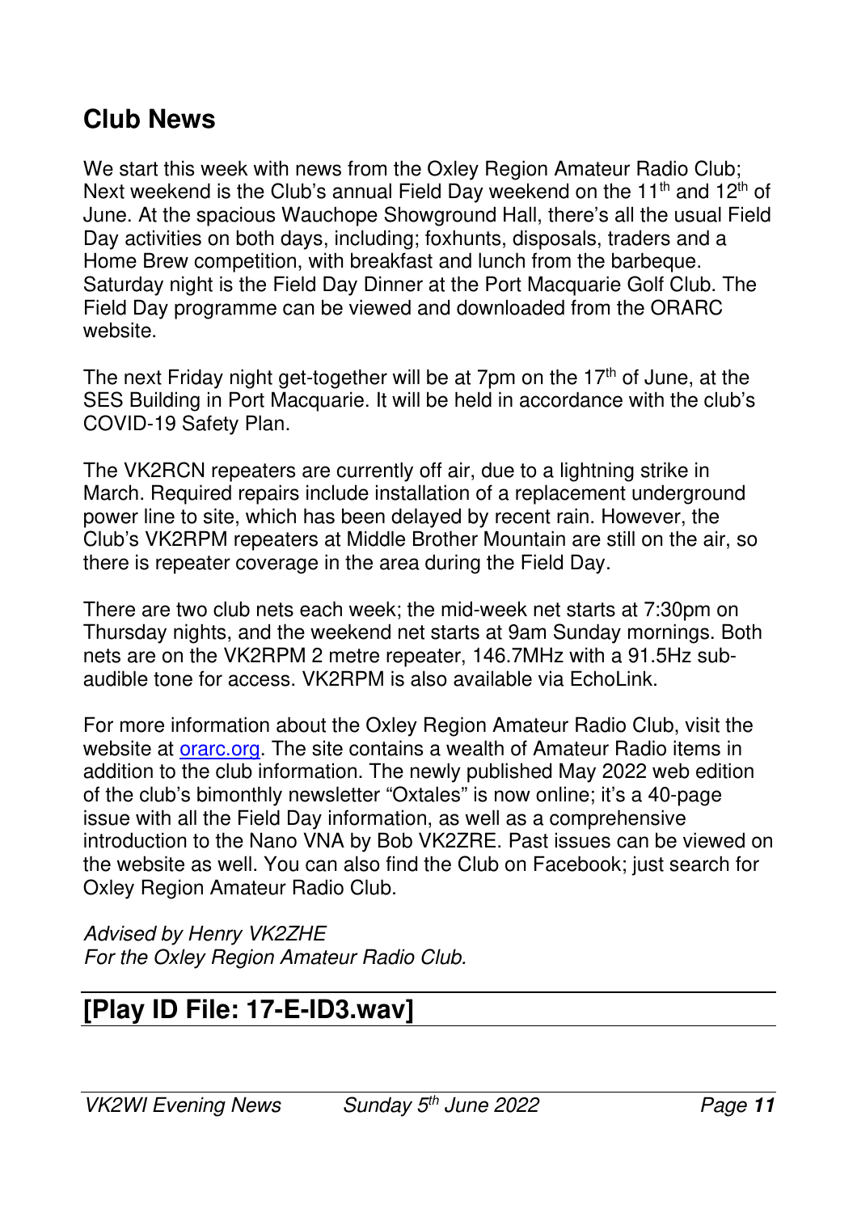## Club News

We start this week with news from the Oxley Region Amateur Radio Club; Next weekend is the Club's annual Field Day weekend on the 11th and 12th of June. At the spacious Wauchope Showground Hall, there's all the usual Field Day activities on both days, including; foxhunts, disposals, traders and a Home Brew competition, with breakfast and lunch from the barbeque. Saturday night is the Field Day Dinner at the Port Macquarie Golf Club. The Field Day programme can be viewed and downloaded from the ORARC website.

The next Friday night get-together will be at 7pm on the 17th of June, at the SES Building in Port Macquarie. It will be held in accordance with the club's COVID-19 Safety Plan.

The VK2RCN repeaters are currently off air, due to a lightning strike in March. Required repairs include installation of a replacement underground power line to site, which has been delayed by recent rain. However, the Club's VK2RPM repeaters at Middle Brother Mountain are still on the air, so there is repeater coverage in the area during the Field Day.

There are two club nets each week; the mid-week net starts at 7:30pm on Thursday nights, and the weekend net starts at 9am Sunday mornings. Both nets are on the VK2RPM 2 metre repeater, 146.7MHz with a 91.5Hz sub-audible tone for access. VK2RPM is also available via EchoLink.

For more information about the Oxley Region Amateur Radio Club, visit the website at orarc.org. The site contains a wealth of Amateur Radio items in addition to the club information. The newly published May 2022 web edition of the club's bimonthly newsletter "Oxtales" is now online; it's a 40-page issue with all the Field Day information, as well as a comprehensive introduction to the Nano VNA by Bob VK2ZRE. Past issues can be viewed on the website as well. You can also find the Club on Facebook; just search for Oxley Region Amateur Radio Club.

*Advised by Henry VK2ZHE*
*For the Oxley Region Amateur Radio Club.*

## [Play ID File: 17-E-ID3.wav]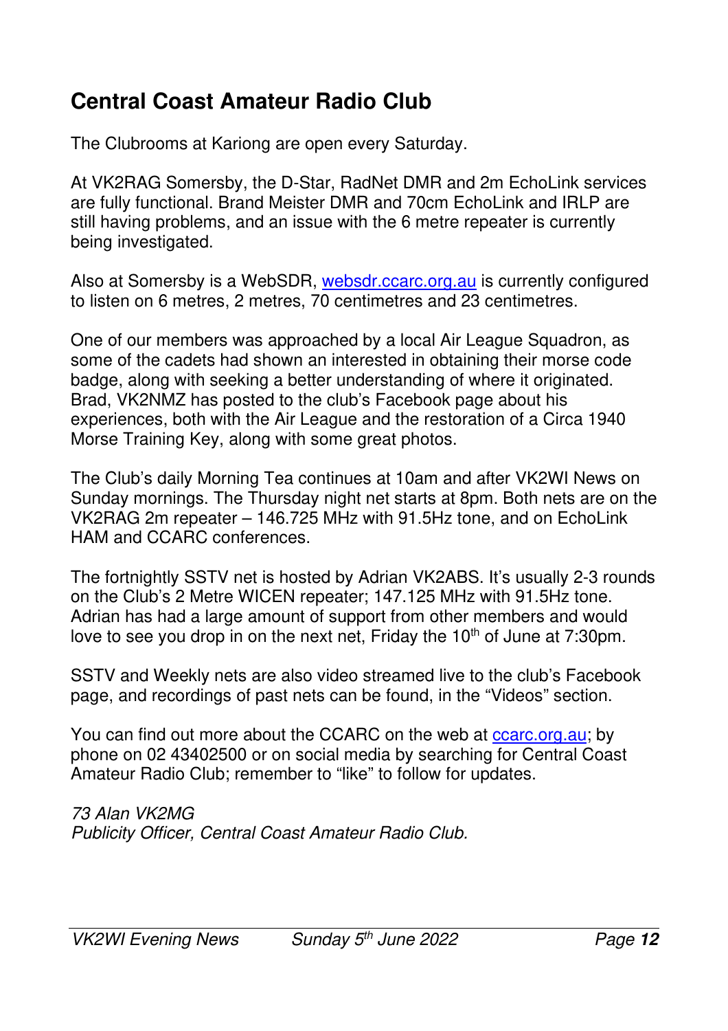## Central Coast Amateur Radio Club

The Clubrooms at Kariong are open every Saturday.

At VK2RAG Somersby, the D-Star, RadNet DMR and 2m EchoLink services are fully functional. Brand Meister DMR and 70cm EchoLink and IRLP are still having problems, and an issue with the 6 metre repeater is currently being investigated.

Also at Somersby is a WebSDR, websdr.ccarc.org.au is currently configured to listen on 6 metres, 2 metres, 70 centimetres and 23 centimetres.

One of our members was approached by a local Air League Squadron, as some of the cadets had shown an interested in obtaining their morse code badge, along with seeking a better understanding of where it originated. Brad, VK2NMZ has posted to the club's Facebook page about his experiences, both with the Air League and the restoration of a Circa 1940 Morse Training Key, along with some great photos.

The Club's daily Morning Tea continues at 10am and after VK2WI News on Sunday mornings. The Thursday night net starts at 8pm. Both nets are on the VK2RAG 2m repeater – 146.725 MHz with 91.5Hz tone, and on EchoLink HAM and CCARC conferences.

The fortnightly SSTV net is hosted by Adrian VK2ABS. It's usually 2-3 rounds on the Club's 2 Metre WICEN repeater; 147.125 MHz with 91.5Hz tone. Adrian has had a large amount of support from other members and would love to see you drop in on the next net, Friday the 10th of June at 7:30pm.

SSTV and Weekly nets are also video streamed live to the club's Facebook page, and recordings of past nets can be found, in the "Videos" section.

You can find out more about the CCARC on the web at ccarc.org.au; by phone on 02 43402500 or on social media by searching for Central Coast Amateur Radio Club; remember to "like" to follow for updates.

*73 Alan VK2MG*
*Publicity Officer, Central Coast Amateur Radio Club.*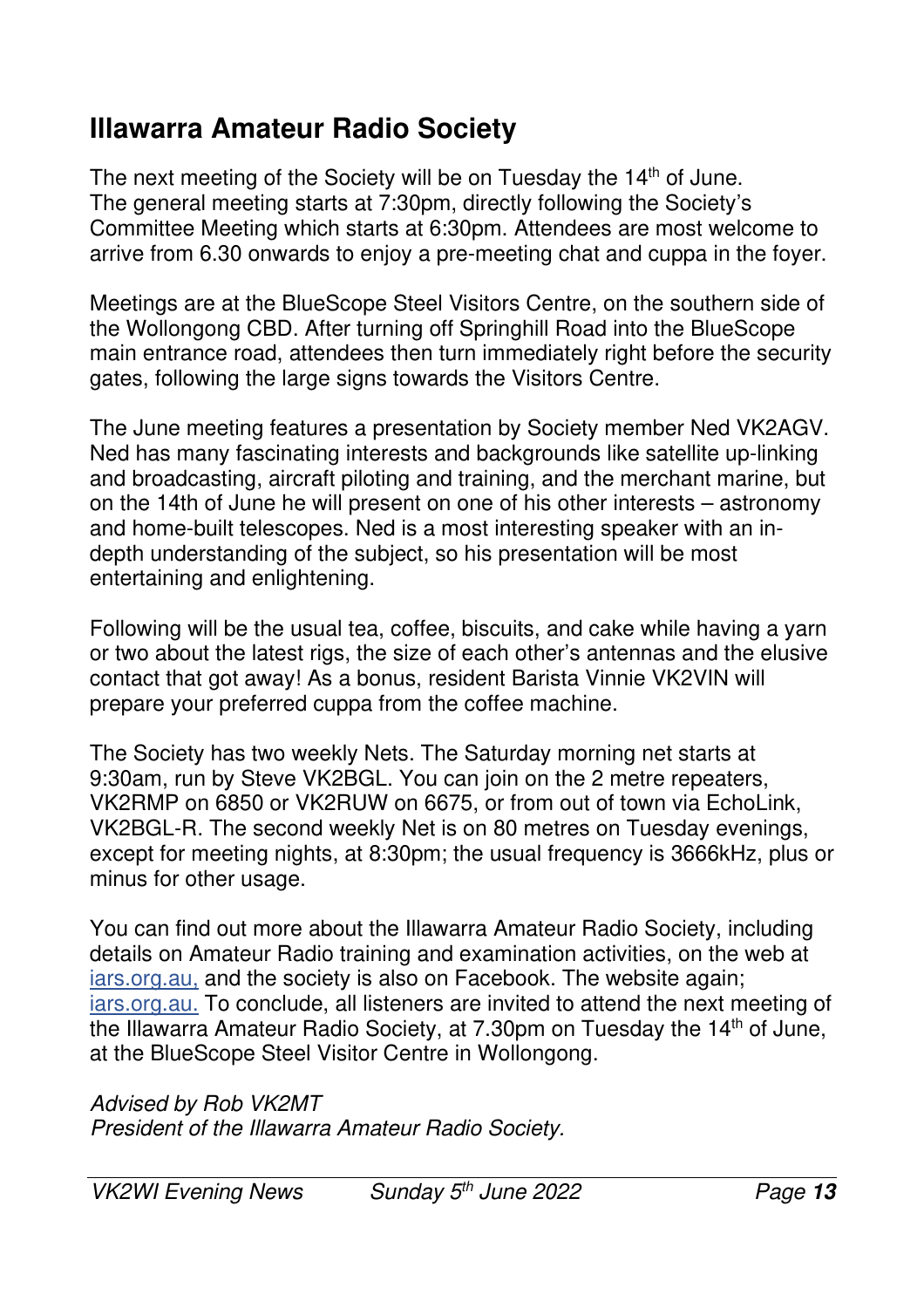## Illawarra Amateur Radio Society

The next meeting of the Society will be on Tuesday the 14th of June. The general meeting starts at 7:30pm, directly following the Society's Committee Meeting which starts at 6:30pm. Attendees are most welcome to arrive from 6.30 onwards to enjoy a pre-meeting chat and cuppa in the foyer.

Meetings are at the BlueScope Steel Visitors Centre, on the southern side of the Wollongong CBD. After turning off Springhill Road into the BlueScope main entrance road, attendees then turn immediately right before the security gates, following the large signs towards the Visitors Centre.

The June meeting features a presentation by Society member Ned VK2AGV. Ned has many fascinating interests and backgrounds like satellite up-linking and broadcasting, aircraft piloting and training, and the merchant marine, but on the 14th of June he will present on one of his other interests – astronomy and home-built telescopes. Ned is a most interesting speaker with an in-depth understanding of the subject, so his presentation will be most entertaining and enlightening.

Following will be the usual tea, coffee, biscuits, and cake while having a yarn or two about the latest rigs, the size of each other's antennas and the elusive contact that got away! As a bonus, resident Barista Vinnie VK2VIN will prepare your preferred cuppa from the coffee machine.

The Society has two weekly Nets. The Saturday morning net starts at 9:30am, run by Steve VK2BGL. You can join on the 2 metre repeaters, VK2RMP on 6850 or VK2RUW on 6675, or from out of town via EchoLink, VK2BGL-R. The second weekly Net is on 80 metres on Tuesday evenings, except for meeting nights, at 8:30pm; the usual frequency is 3666kHz, plus or minus for other usage.

You can find out more about the Illawarra Amateur Radio Society, including details on Amateur Radio training and examination activities, on the web at iars.org.au, and the society is also on Facebook. The website again; iars.org.au. To conclude, all listeners are invited to attend the next meeting of the Illawarra Amateur Radio Society, at 7.30pm on Tuesday the 14th of June, at the BlueScope Steel Visitor Centre in Wollongong.

*Advised by Rob VK2MT*
*President of the Illawarra Amateur Radio Society.*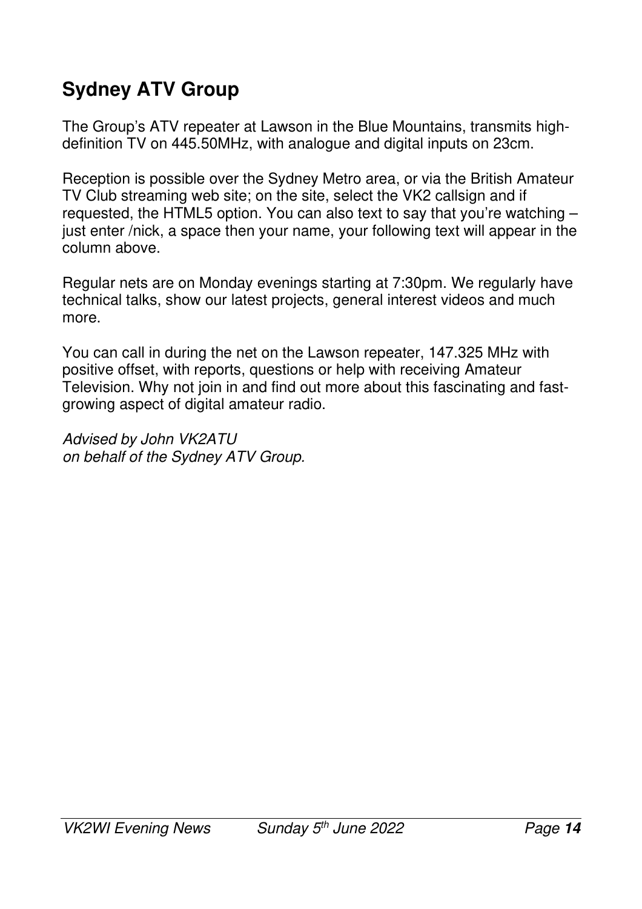## Sydney ATV Group

The Group's ATV repeater at Lawson in the Blue Mountains, transmits high-definition TV on 445.50MHz, with analogue and digital inputs on 23cm.

Reception is possible over the Sydney Metro area, or via the British Amateur TV Club streaming web site; on the site, select the VK2 callsign and if requested, the HTML5 option. You can also text to say that you're watching – just enter /nick, a space then your name, your following text will appear in the column above.

Regular nets are on Monday evenings starting at 7:30pm. We regularly have technical talks, show our latest projects, general interest videos and much more.

You can call in during the net on the Lawson repeater, 147.325 MHz with positive offset, with reports, questions or help with receiving Amateur Television. Why not join in and find out more about this fascinating and fast-growing aspect of digital amateur radio.

*Advised by John VK2ATU*
*on behalf of the Sydney ATV Group.*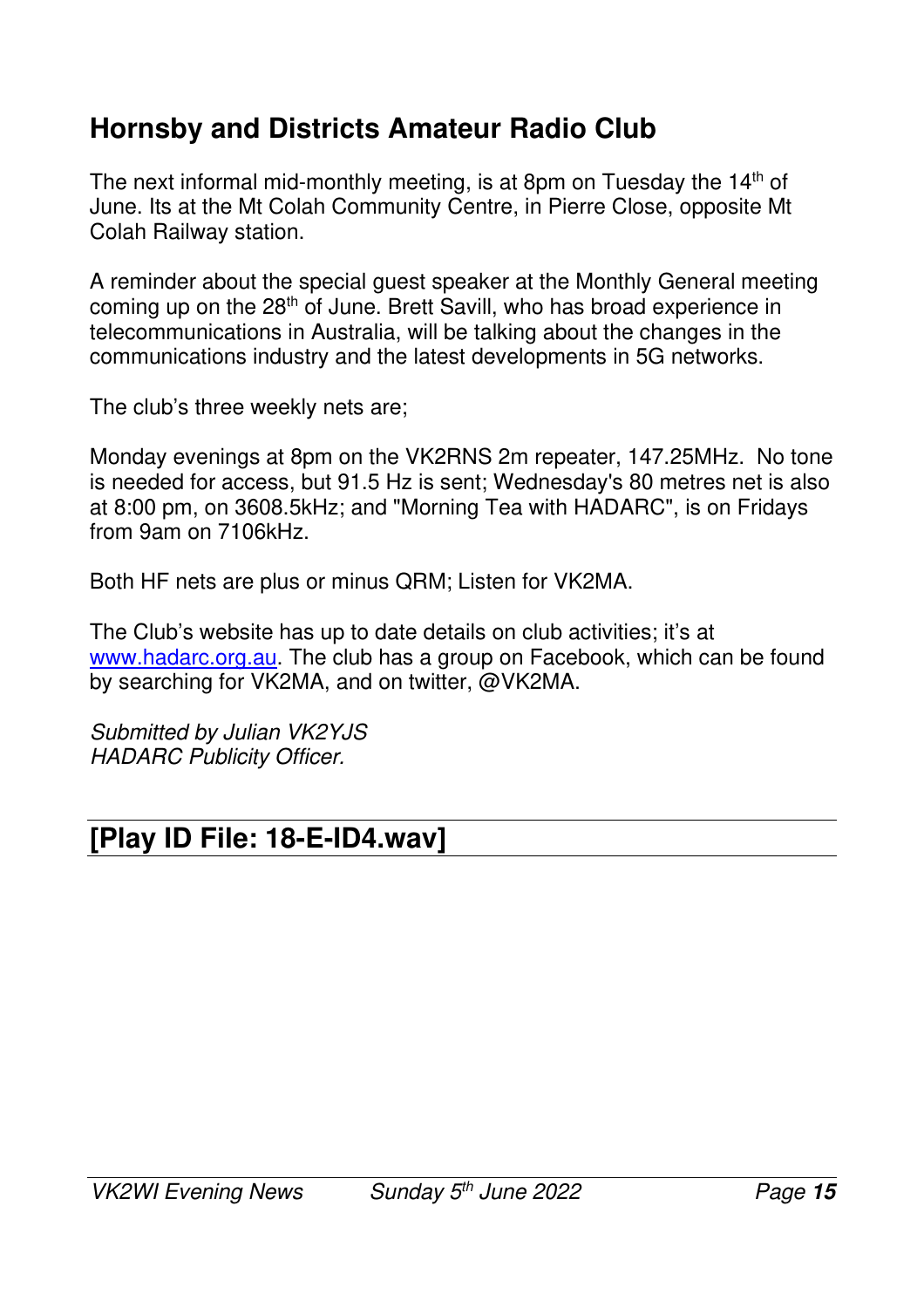## Hornsby and Districts Amateur Radio Club

The next informal mid-monthly meeting, is at 8pm on Tuesday the 14th of June. Its at the Mt Colah Community Centre, in Pierre Close, opposite Mt Colah Railway station.

A reminder about the special guest speaker at the Monthly General meeting coming up on the 28th of June. Brett Savill, who has broad experience in telecommunications in Australia, will be talking about the changes in the communications industry and the latest developments in 5G networks.

The club's three weekly nets are;

Monday evenings at 8pm on the VK2RNS 2m repeater, 147.25MHz. No tone is needed for access, but 91.5 Hz is sent; Wednesday's 80 metres net is also at 8:00 pm, on 3608.5kHz; and "Morning Tea with HADARC", is on Fridays from 9am on 7106kHz.

Both HF nets are plus or minus QRM; Listen for VK2MA.

The Club's website has up to date details on club activities; it's at [www.hadarc.org.au](http://www.hadarc.org.au). The club has a group on Facebook, which can be found by searching for VK2MA, and on twitter, @VK2MA.

*Submitted by Julian VK2YJS*
*HADARC Publicity Officer.*

## [Play ID File: 18-E-ID4.wav]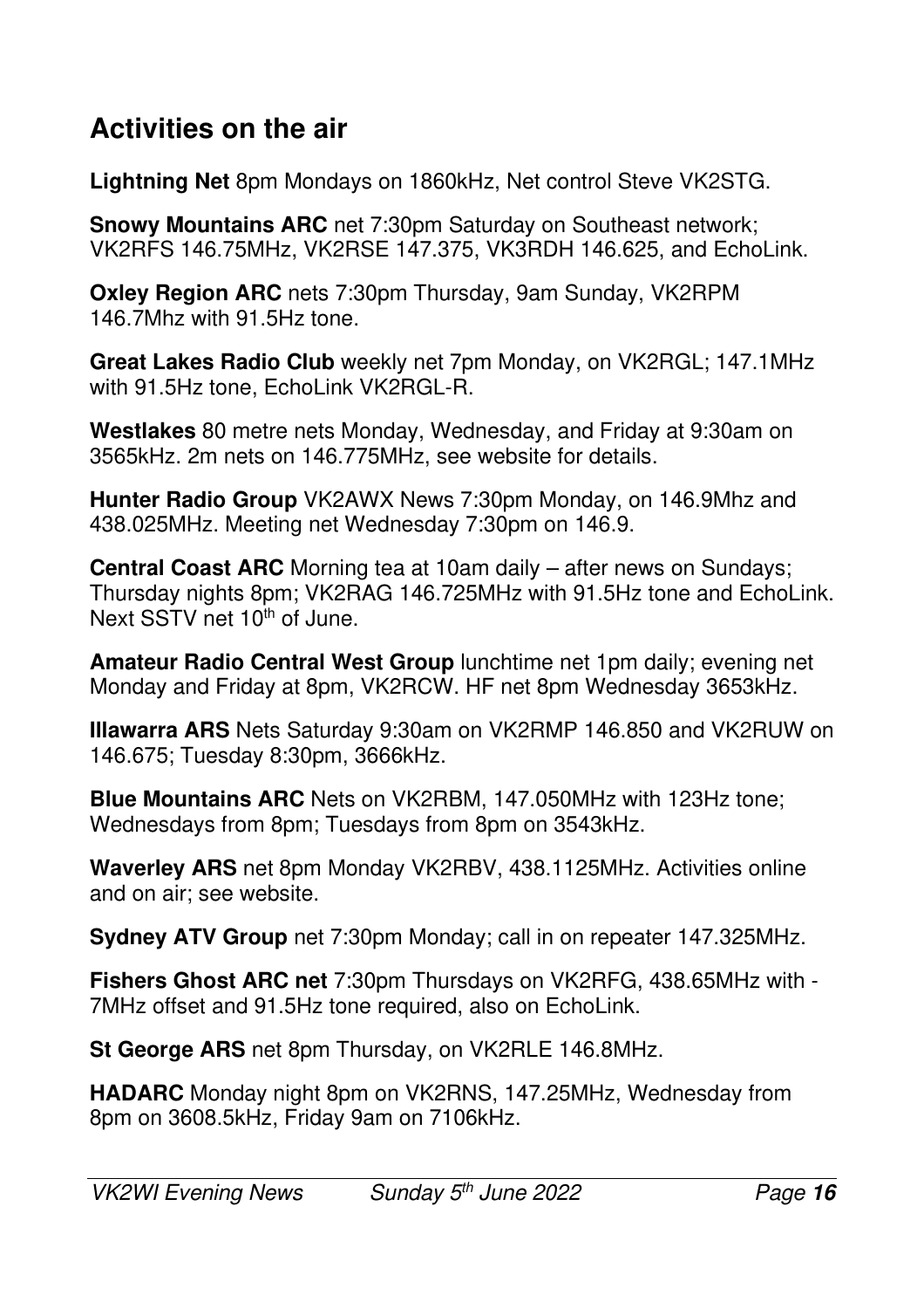## Activities on the air

**Lightning Net** 8pm Mondays on 1860kHz, Net control Steve VK2STG.

**Snowy Mountains ARC** net 7:30pm Saturday on Southeast network; VK2RFS 146.75MHz, VK2RSE 147.375, VK3RDH 146.625, and EchoLink.

**Oxley Region ARC** nets 7:30pm Thursday, 9am Sunday, VK2RPM 146.7Mhz with 91.5Hz tone.

**Great Lakes Radio Club** weekly net 7pm Monday, on VK2RGL; 147.1MHz with 91.5Hz tone, EchoLink VK2RGL-R.

**Westlakes** 80 metre nets Monday, Wednesday, and Friday at 9:30am on 3565kHz. 2m nets on 146.775MHz, see website for details.

**Hunter Radio Group** VK2AWX News 7:30pm Monday, on 146.9Mhz and 438.025MHz. Meeting net Wednesday 7:30pm on 146.9.

**Central Coast ARC** Morning tea at 10am daily – after news on Sundays; Thursday nights 8pm; VK2RAG 146.725MHz with 91.5Hz tone and EchoLink. Next SSTV net 10th of June.

**Amateur Radio Central West Group** lunchtime net 1pm daily; evening net Monday and Friday at 8pm, VK2RCW. HF net 8pm Wednesday 3653kHz.

**Illawarra ARS** Nets Saturday 9:30am on VK2RMP 146.850 and VK2RUW on 146.675; Tuesday 8:30pm, 3666kHz.

**Blue Mountains ARC** Nets on VK2RBM, 147.050MHz with 123Hz tone; Wednesdays from 8pm; Tuesdays from 8pm on 3543kHz.

**Waverley ARS** net 8pm Monday VK2RBV, 438.1125MHz. Activities online and on air; see website.

**Sydney ATV Group** net 7:30pm Monday; call in on repeater 147.325MHz.

**Fishers Ghost ARC net** 7:30pm Thursdays on VK2RFG, 438.65MHz with -7MHz offset and 91.5Hz tone required, also on EchoLink.

**St George ARS** net 8pm Thursday, on VK2RLE 146.8MHz.

**HADARC** Monday night 8pm on VK2RNS, 147.25MHz, Wednesday from 8pm on 3608.5kHz, Friday 9am on 7106kHz.